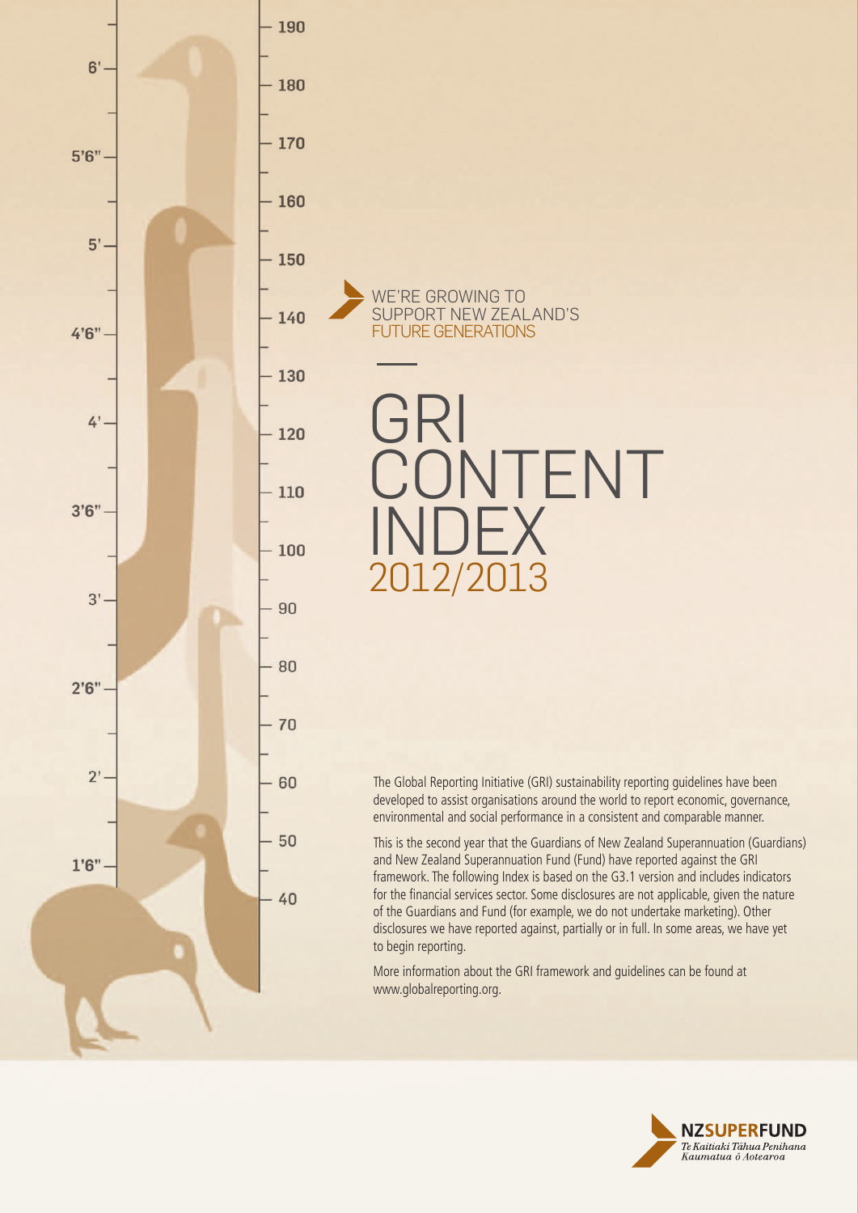WE'RE GROWING TO SUPPORT NEW ZEALAND'S FUTURE GENERATIONS

# GRI CONTENT INDEX 2012/2013

The Global Reporting Initiative (GRI) sustainability reporting guidelines have been developed to assist organisations around the world to report economic, governance, environmental and social performance in a consistent and comparable manner.

This is the second year that the Guardians of New Zealand Superannuation (Guardians) and New Zealand Superannuation Fund (Fund) have reported against the GRI framework. The following Index is based on the G3.1 version and includes indicators for the financial services sector. Some disclosures are not applicable, given the nature of the Guardians and Fund (for example, we do not undertake marketing). Other disclosures we have reported against, partially or in full. In some areas, we have yet to begin reporting.

More information about the GRI framework and guidelines can be found at www.globalreporting.org.

NZSUPERFUND
*Te Kaitiaki Tāhua Penihana Kaumatua ō Aotearoa*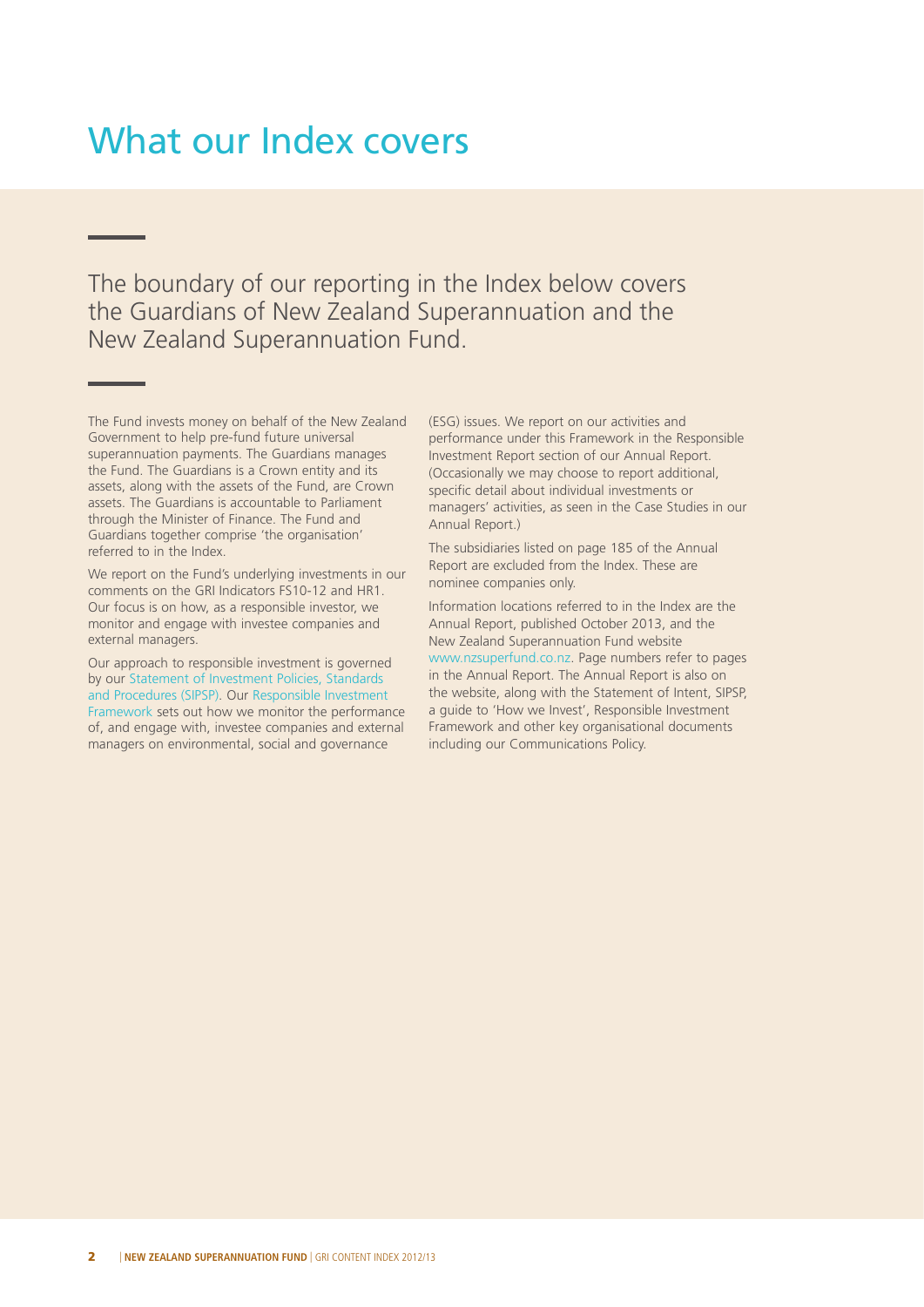# What our Index covers

The boundary of our reporting in the Index below covers the Guardians of New Zealand Superannuation and the New Zealand Superannuation Fund.

The Fund invests money on behalf of the New Zealand Government to help pre-fund future universal superannuation payments. The Guardians manages the Fund. The Guardians is a Crown entity and its assets, along with the assets of the Fund, are Crown assets. The Guardians is accountable to Parliament through the Minister of Finance. The Fund and Guardians together comprise 'the organisation' referred to in the Index.

We report on the Fund's underlying investments in our comments on the GRI Indicators FS10-12 and HR1. Our focus is on how, as a responsible investor, we monitor and engage with investee companies and external managers.

Our approach to responsible investment is governed by our Statement of Investment Policies, Standards and Procedures (SIPSP). Our Responsible Investment Framework sets out how we monitor the performance of, and engage with, investee companies and external managers on environmental, social and governance (ESG) issues. We report on our activities and performance under this Framework in the Responsible Investment Report section of our Annual Report. (Occasionally we may choose to report additional, specific detail about individual investments or managers' activities, as seen in the Case Studies in our Annual Report.)

The subsidiaries listed on page 185 of the Annual Report are excluded from the Index. These are nominee companies only.

Information locations referred to in the Index are the Annual Report, published October 2013, and the New Zealand Superannuation Fund website www.nzsuperfund.co.nz. Page numbers refer to pages in the Annual Report. The Annual Report is also on the website, along with the Statement of Intent, SIPSP, a guide to 'How we Invest', Responsible Investment Framework and other key organisational documents including our Communications Policy.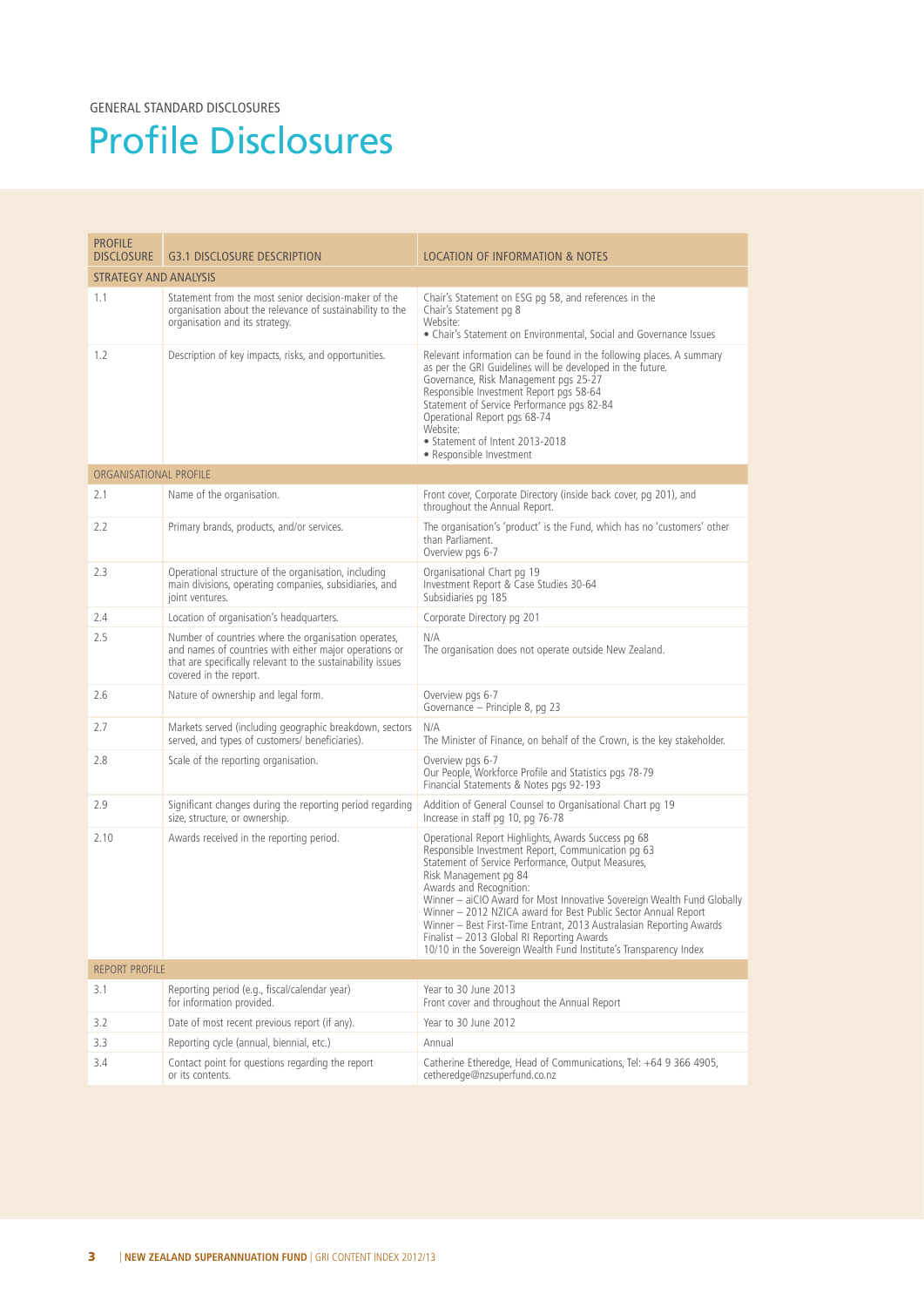GENERAL STANDARD DISCLOSURES

# Profile Disclosures

| PROFILE DISCLOSURE | G3.1 DISCLOSURE DESCRIPTION | LOCATION OF INFORMATION & NOTES |
|---|---|---|
| **STRATEGY AND ANALYSIS** | | |
| 1.1 | Statement from the most senior decision-maker of the organisation about the relevance of sustainability to the organisation and its strategy. | Chair's Statement on ESG pg 58, and references in the Chair's Statement pg 8<br>Website:<br>• Chair's Statement on Environmental, Social and Governance Issues |
| 1.2 | Description of key impacts, risks, and opportunities. | Relevant information can be found in the following places. A summary as per the GRI Guidelines will be developed in the future.<br>Governance, Risk Management pgs 25-27<br>Responsible Investment Report pgs 58-64<br>Statement of Service Performance pgs 82-84<br>Operational Report pgs 68-74<br>Website:<br>• Statement of Intent 2013-2018<br>• Responsible Investment |
| **ORGANISATIONAL PROFILE** | | |
| 2.1 | Name of the organisation. | Front cover, Corporate Directory (inside back cover, pg 201), and throughout the Annual Report. |
| 2.2 | Primary brands, products, and/or services. | The organisation's 'product' is the Fund, which has no 'customers' other than Parliament.<br>Overview pgs 6-7 |
| 2.3 | Operational structure of the organisation, including main divisions, operating companies, subsidiaries, and joint ventures. | Organisational Chart pg 19<br>Investment Report & Case Studies 30-64<br>Subsidiaries pg 185 |
| 2.4 | Location of organisation's headquarters. | Corporate Directory pg 201 |
| 2.5 | Number of countries where the organisation operates, and names of countries with either major operations or that are specifically relevant to the sustainability issues covered in the report. | N/A<br>The organisation does not operate outside New Zealand. |
| 2.6 | Nature of ownership and legal form. | Overview pgs 6-7<br>Governance – Principle 8, pg 23 |
| 2.7 | Markets served (including geographic breakdown, sectors served, and types of customers/ beneficiaries). | N/A<br>The Minister of Finance, on behalf of the Crown, is the key stakeholder. |
| 2.8 | Scale of the reporting organisation. | Overview pgs 6-7<br>Our People, Workforce Profile and Statistics pgs 78-79<br>Financial Statements & Notes pgs 92-193 |
| 2.9 | Significant changes during the reporting period regarding size, structure, or ownership. | Addition of General Counsel to Organisational Chart pg 19<br>Increase in staff pg 10, pg 76-78 |
| 2.10 | Awards received in the reporting period. | Operational Report Highlights, Awards Success pg 68<br>Responsible Investment Report, Communication pg 63<br>Statement of Service Performance, Output Measures, Risk Management pg 84<br>Awards and Recognition:<br>Winner – aiCIO Award for Most Innovative Sovereign Wealth Fund Globally<br>Winner – 2012 NZICA award for Best Public Sector Annual Report<br>Winner – Best First-Time Entrant, 2013 Australasian Reporting Awards<br>Finalist – 2013 Global RI Reporting Awards<br>10/10 in the Sovereign Wealth Fund Institute's Transparency Index |
| **REPORT PROFILE** | | |
| 3.1 | Reporting period (e.g., fiscal/calendar year) for information provided. | Year to 30 June 2013<br>Front cover and throughout the Annual Report |
| 3.2 | Date of most recent previous report (if any). | Year to 30 June 2012 |
| 3.3 | Reporting cycle (annual, biennial, etc.) | Annual |
| 3.4 | Contact point for questions regarding the report or its contents. | Catherine Etheredge, Head of Communications, Tel: +64 9 366 4905, cetheredge@nzsuperfund.co.nz |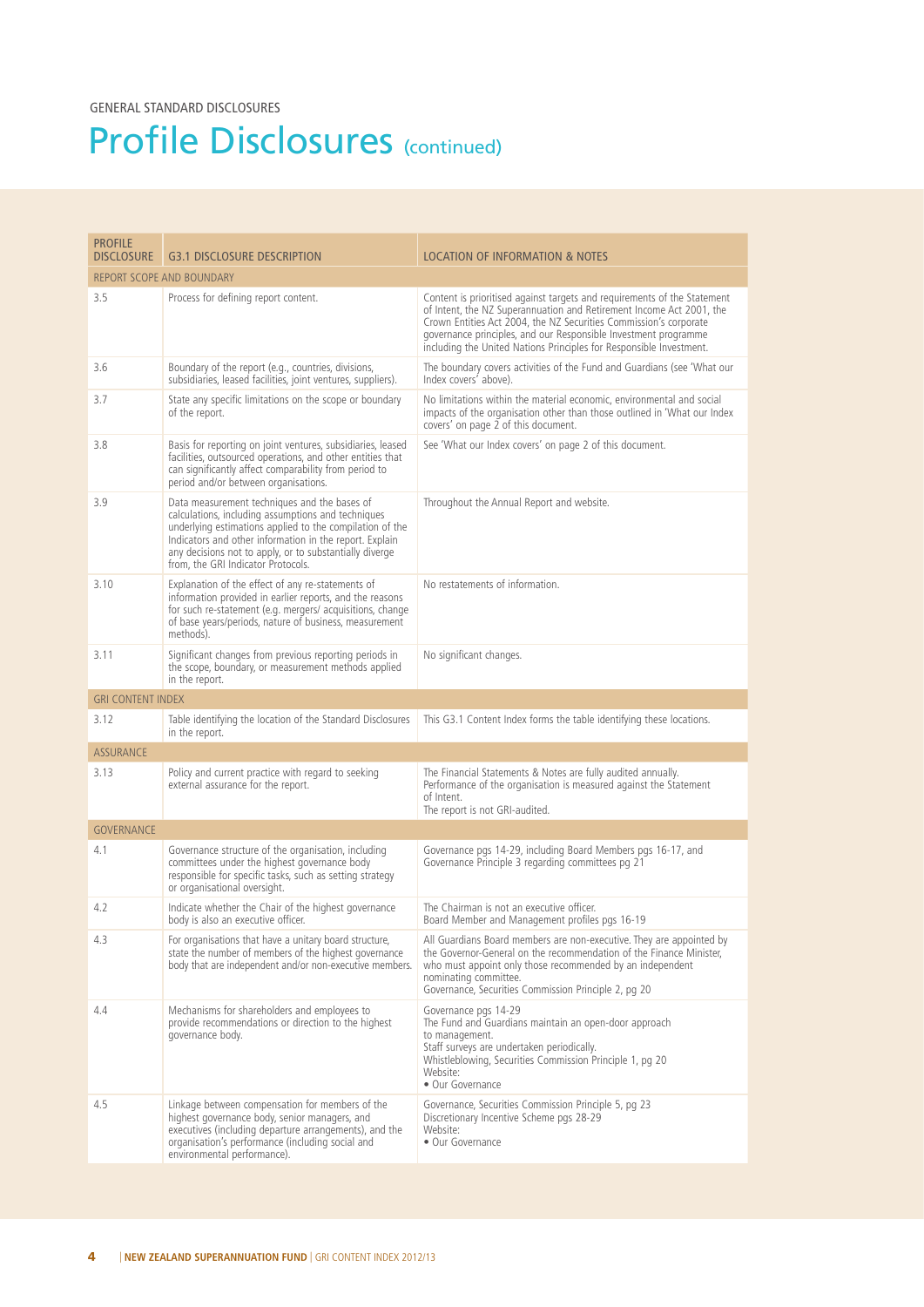GENERAL STANDARD DISCLOSURES

# Profile Disclosures (continued)

| PROFILE DISCLOSURE | G3.1 DISCLOSURE DESCRIPTION | LOCATION OF INFORMATION & NOTES |
|---|---|---|
| REPORT SCOPE AND BOUNDARY | | |
| 3.5 | Process for defining report content. | Content is prioritised against targets and requirements of the Statement of Intent, the NZ Superannuation and Retirement Income Act 2001, the Crown Entities Act 2004, the NZ Securities Commission's corporate governance principles, and our Responsible Investment programme including the United Nations Principles for Responsible Investment. |
| 3.6 | Boundary of the report (e.g., countries, divisions, subsidiaries, leased facilities, joint ventures, suppliers). | The boundary covers activities of the Fund and Guardians (see 'What our Index covers' above). |
| 3.7 | State any specific limitations on the scope or boundary of the report. | No limitations within the material economic, environmental and social impacts of the organisation other than those outlined in 'What our Index covers' on page 2 of this document. |
| 3.8 | Basis for reporting on joint ventures, subsidiaries, leased facilities, outsourced operations, and other entities that can significantly affect comparability from period to period and/or between organisations. | See 'What our Index covers' on page 2 of this document. |
| 3.9 | Data measurement techniques and the bases of calculations, including assumptions and techniques underlying estimations applied to the compilation of the Indicators and other information in the report. Explain any decisions not to apply, or to substantially diverge from, the GRI Indicator Protocols. | Throughout the Annual Report and website. |
| 3.10 | Explanation of the effect of any re-statements of information provided in earlier reports, and the reasons for such re-statement (e.g. mergers/ acquisitions, change of base years/periods, nature of business, measurement methods). | No restatements of information. |
| 3.11 | Significant changes from previous reporting periods in the scope, boundary, or measurement methods applied in the report. | No significant changes. |
| GRI CONTENT INDEX | | |
| 3.12 | Table identifying the location of the Standard Disclosures in the report. | This G3.1 Content Index forms the table identifying these locations. |
| ASSURANCE | | |
| 3.13 | Policy and current practice with regard to seeking external assurance for the report. | The Financial Statements & Notes are fully audited annually.<br>Performance of the organisation is measured against the Statement of Intent.<br>The report is not GRI-audited. |
| GOVERNANCE | | |
| 4.1 | Governance structure of the organisation, including committees under the highest governance body responsible for specific tasks, such as setting strategy or organisational oversight. | Governance pgs 14-29, including Board Members pgs 16-17, and Governance Principle 3 regarding committees pg 21 |
| 4.2 | Indicate whether the Chair of the highest governance body is also an executive officer. | The Chairman is not an executive officer.<br>Board Member and Management profiles pgs 16-19 |
| 4.3 | For organisations that have a unitary board structure, state the number of members of the highest governance body that are independent and/or non-executive members. | All Guardians Board members are non-executive. They are appointed by the Governor-General on the recommendation of the Finance Minister, who must appoint only those recommended by an independent nominating committee.<br>Governance, Securities Commission Principle 2, pg 20 |
| 4.4 | Mechanisms for shareholders and employees to provide recommendations or direction to the highest governance body. | Governance pgs 14-29<br>The Fund and Guardians maintain an open-door approach to management.<br>Staff surveys are undertaken periodically.<br>Whistleblowing, Securities Commission Principle 1, pg 20<br>Website:<br>• Our Governance |
| 4.5 | Linkage between compensation for members of the highest governance body, senior managers, and executives (including departure arrangements), and the organisation's performance (including social and environmental performance). | Governance, Securities Commission Principle 5, pg 23<br>Discretionary Incentive Scheme pgs 28-29<br>Website:<br>• Our Governance |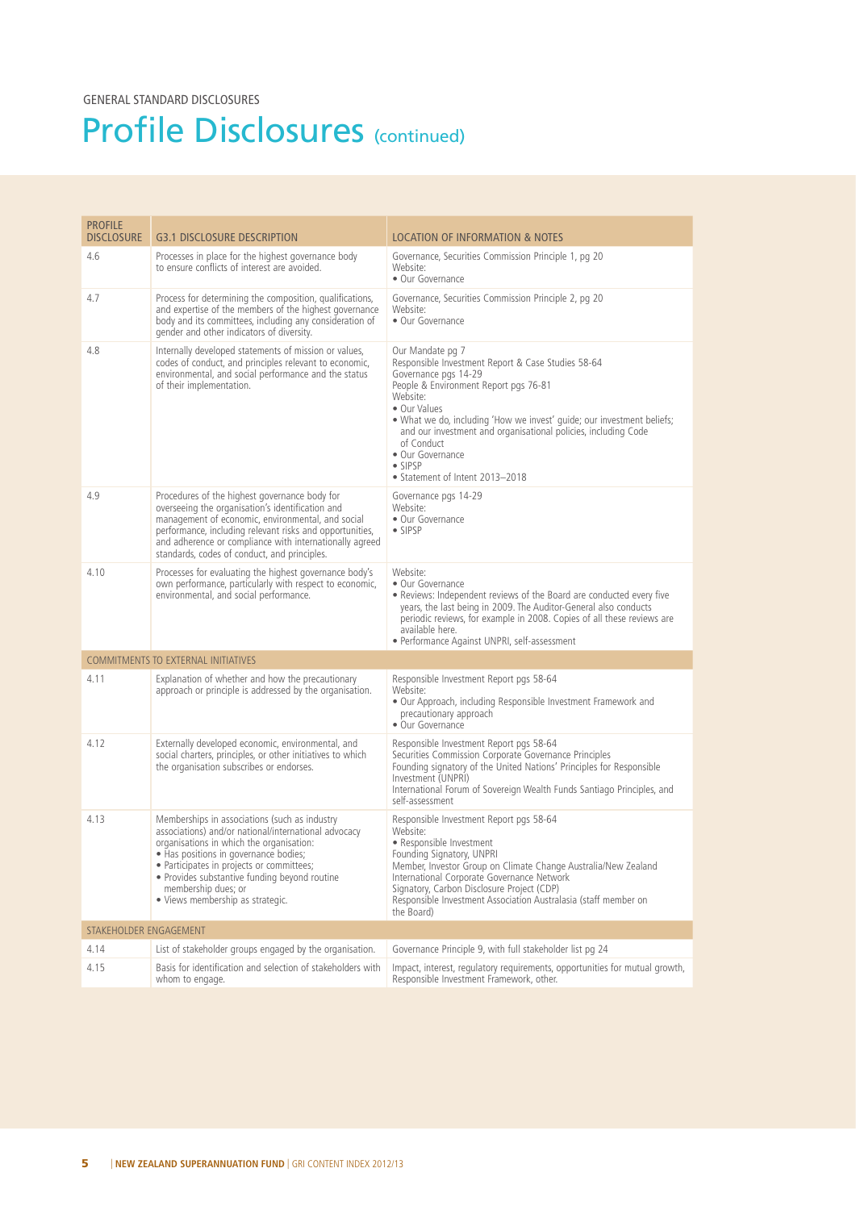GENERAL STANDARD DISCLOSURES

# Profile Disclosures (continued)

| PROFILE DISCLOSURE | G3.1 DISCLOSURE DESCRIPTION | LOCATION OF INFORMATION & NOTES |
|---|---|---|
| 4.6 | Processes in place for the highest governance body to ensure conflicts of interest are avoided. | Governance, Securities Commission Principle 1, pg 20<br>Website:<br>• Our Governance |
| 4.7 | Process for determining the composition, qualifications, and expertise of the members of the highest governance body and its committees, including any consideration of gender and other indicators of diversity. | Governance, Securities Commission Principle 2, pg 20<br>Website:<br>• Our Governance |
| 4.8 | Internally developed statements of mission or values, codes of conduct, and principles relevant to economic, environmental, and social performance and the status of their implementation. | Our Mandate pg 7<br>Responsible Investment Report & Case Studies 58-64<br>Governance pgs 14-29<br>People & Environment Report pgs 76-81<br>Website:<br>• Our Values<br>• What we do, including 'How we invest' guide; our investment beliefs; and our investment and organisational policies, including Code of Conduct<br>• Our Governance<br>• SIPSP<br>• Statement of Intent 2013–2018 |
| 4.9 | Procedures of the highest governance body for overseeing the organisation's identification and management of economic, environmental, and social performance, including relevant risks and opportunities, and adherence or compliance with internationally agreed standards, codes of conduct, and principles. | Governance pgs 14-29<br>Website:<br>• Our Governance<br>• SIPSP |
| 4.10 | Processes for evaluating the highest governance body's own performance, particularly with respect to economic, environmental, and social performance. | Website:<br>• Our Governance<br>• Reviews: Independent reviews of the Board are conducted every five years, the last being in 2009. The Auditor-General also conducts periodic reviews, for example in 2008. Copies of all these reviews are available here.<br>• Performance Against UNPRI, self-assessment |
| COMMITMENTS TO EXTERNAL INITIATIVES | | |
| 4.11 | Explanation of whether and how the precautionary approach or principle is addressed by the organisation. | Responsible Investment Report pgs 58-64<br>Website:<br>• Our Approach, including Responsible Investment Framework and precautionary approach<br>• Our Governance |
| 4.12 | Externally developed economic, environmental, and social charters, principles, or other initiatives to which the organisation subscribes or endorses. | Responsible Investment Report pgs 58-64<br>Securities Commission Corporate Governance Principles<br>Founding signatory of the United Nations' Principles for Responsible Investment (UNPRI)<br>International Forum of Sovereign Wealth Funds Santiago Principles, and self-assessment |
| 4.13 | Memberships in associations (such as industry associations) and/or national/international advocacy organisations in which the organisation:<br>• Has positions in governance bodies;<br>• Participates in projects or committees;<br>• Provides substantive funding beyond routine membership dues; or<br>• Views membership as strategic. | Responsible Investment Report pgs 58-64<br>Website:<br>• Responsible Investment<br>Founding Signatory, UNPRI<br>Member, Investor Group on Climate Change Australia/New Zealand<br>International Corporate Governance Network<br>Signatory, Carbon Disclosure Project (CDP)<br>Responsible Investment Association Australasia (staff member on the Board) |
| STAKEHOLDER ENGAGEMENT | | |
| 4.14 | List of stakeholder groups engaged by the organisation. | Governance Principle 9, with full stakeholder list pg 24 |
| 4.15 | Basis for identification and selection of stakeholders with whom to engage. | Impact, interest, regulatory requirements, opportunities for mutual growth, Responsible Investment Framework, other. |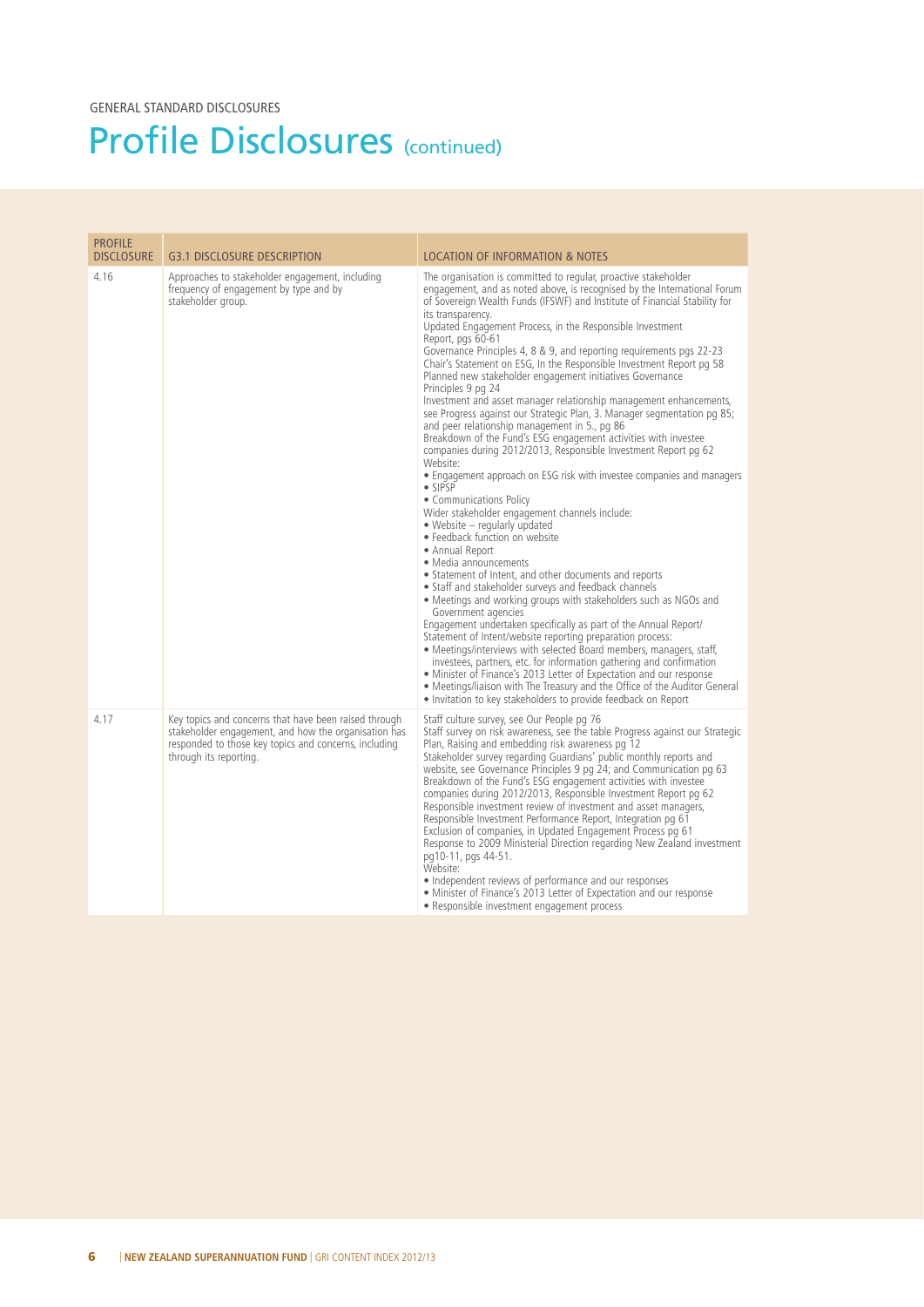GENERAL STANDARD DISCLOSURES

# Profile Disclosures (continued)

| PROFILE DISCLOSURE | G3.1 DISCLOSURE DESCRIPTION | LOCATION OF INFORMATION & NOTES |
|---|---|---|
| 4.16 | Approaches to stakeholder engagement, including frequency of engagement by type and by stakeholder group. | The organisation is committed to regular, proactive stakeholder engagement, and as noted above, is recognised by the International Forum of Sovereign Wealth Funds (IFSWF) and Institute of Financial Stability for its transparency.<br>Updated Engagement Process, in the Responsible Investment Report, pgs 60-61<br>Governance Principles 4, 8 & 9, and reporting requirements pgs 22-23<br>Chair's Statement on ESG, In the Responsible Investment Report pg 58<br>Planned new stakeholder engagement initiatives Governance Principles 9 pg 24<br>Investment and asset manager relationship management enhancements, see Progress against our Strategic Plan, 3. Manager segmentation pg 85; and peer relationship management in 5., pg 86<br>Breakdown of the Fund's ESG engagement activities with investee companies during 2012/2013, Responsible Investment Report pg 62<br>Website:<br>• Engagement approach on ESG risk with investee companies and managers<br>• SIPSP<br>• Communications Policy<br>Wider stakeholder engagement channels include:<br>• Website – regularly updated<br>• Feedback function on website<br>• Annual Report<br>• Media announcements<br>• Statement of Intent, and other documents and reports<br>• Staff and stakeholder surveys and feedback channels<br>• Meetings and working groups with stakeholders such as NGOs and Government agencies<br>Engagement undertaken specifically as part of the Annual Report/ Statement of Intent/website reporting preparation process:<br>• Meetings/interviews with selected Board members, managers, staff, investees, partners, etc. for information gathering and confirmation<br>• Minister of Finance's 2013 Letter of Expectation and our response<br>• Meetings/liaison with The Treasury and the Office of the Auditor General<br>• Invitation to key stakeholders to provide feedback on Report |
| 4.17 | Key topics and concerns that have been raised through stakeholder engagement, and how the organisation has responded to those key topics and concerns, including through its reporting. | Staff culture survey, see Our People pg 76<br>Staff survey on risk awareness, see the table Progress against our Strategic Plan, Raising and embedding risk awareness pg 12<br>Stakeholder survey regarding Guardians' public monthly reports and website, see Governance Principles 9 pg 24; and Communication pg 63<br>Breakdown of the Fund's ESG engagement activities with investee companies during 2012/2013, Responsible Investment Report pg 62<br>Responsible investment review of investment and asset managers, Responsible Investment Performance Report, Integration pg 61<br>Exclusion of companies, in Updated Engagement Process pg 61<br>Response to 2009 Ministerial Direction regarding New Zealand investment pg10-11, pgs 44-51.<br>Website:<br>• Independent reviews of performance and our responses<br>• Minister of Finance's 2013 Letter of Expectation and our response<br>• Responsible investment engagement process |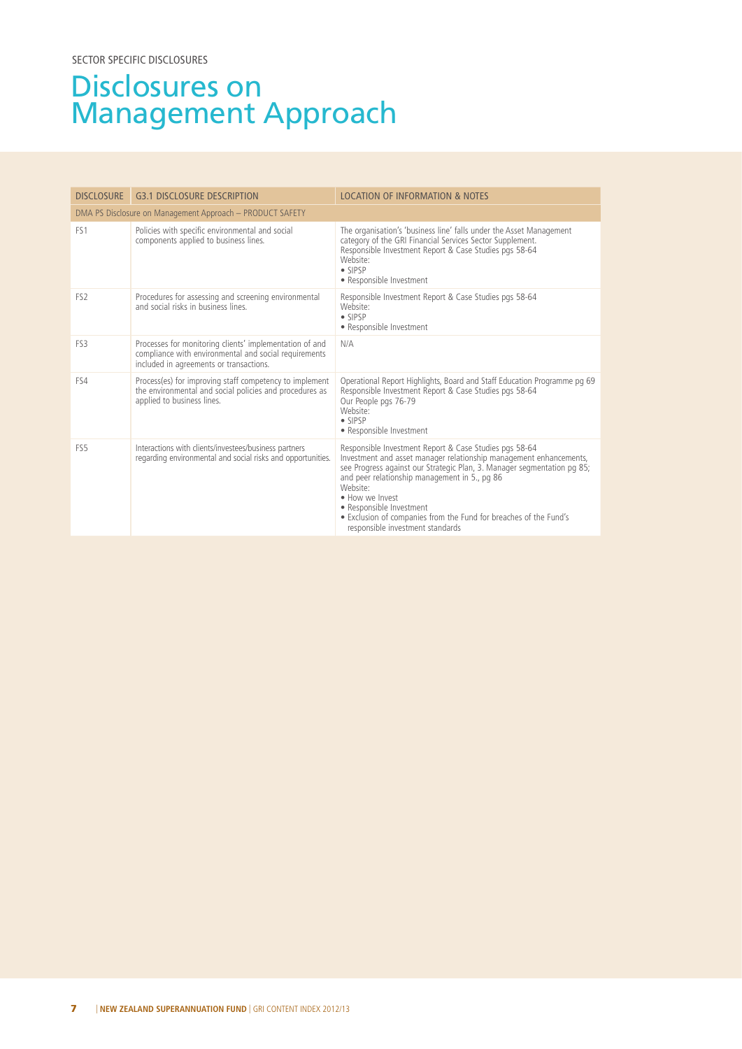SECTOR SPECIFIC DISCLOSURES

# Disclosures on Management Approach

| DISCLOSURE | G3.1 DISCLOSURE DESCRIPTION | LOCATION OF INFORMATION & NOTES |
|---|---|---|
| DMA PS Disclosure on Management Approach – PRODUCT SAFETY | | |
| FS1 | Policies with specific environmental and social components applied to business lines. | The organisation's 'business line' falls under the Asset Management category of the GRI Financial Services Sector Supplement.<br>Responsible Investment Report & Case Studies pgs 58-64<br>Website:<br>• SIPSP<br>• Responsible Investment |
| FS2 | Procedures for assessing and screening environmental and social risks in business lines. | Responsible Investment Report & Case Studies pgs 58-64<br>Website:<br>• SIPSP<br>• Responsible Investment |
| FS3 | Processes for monitoring clients' implementation of and compliance with environmental and social requirements included in agreements or transactions. | N/A |
| FS4 | Process(es) for improving staff competency to implement the environmental and social policies and procedures as applied to business lines. | Operational Report Highlights, Board and Staff Education Programme pg 69<br>Responsible Investment Report & Case Studies pgs 58-64<br>Our People pgs 76-79<br>Website:<br>• SIPSP<br>• Responsible Investment |
| FS5 | Interactions with clients/investees/business partners regarding environmental and social risks and opportunities. | Responsible Investment Report & Case Studies pgs 58-64<br>Investment and asset manager relationship management enhancements, see Progress against our Strategic Plan, 3. Manager segmentation pg 85; and peer relationship management in 5., pg 86<br>Website:<br>• How we Invest<br>• Responsible Investment<br>• Exclusion of companies from the Fund for breaches of the Fund's responsible investment standards |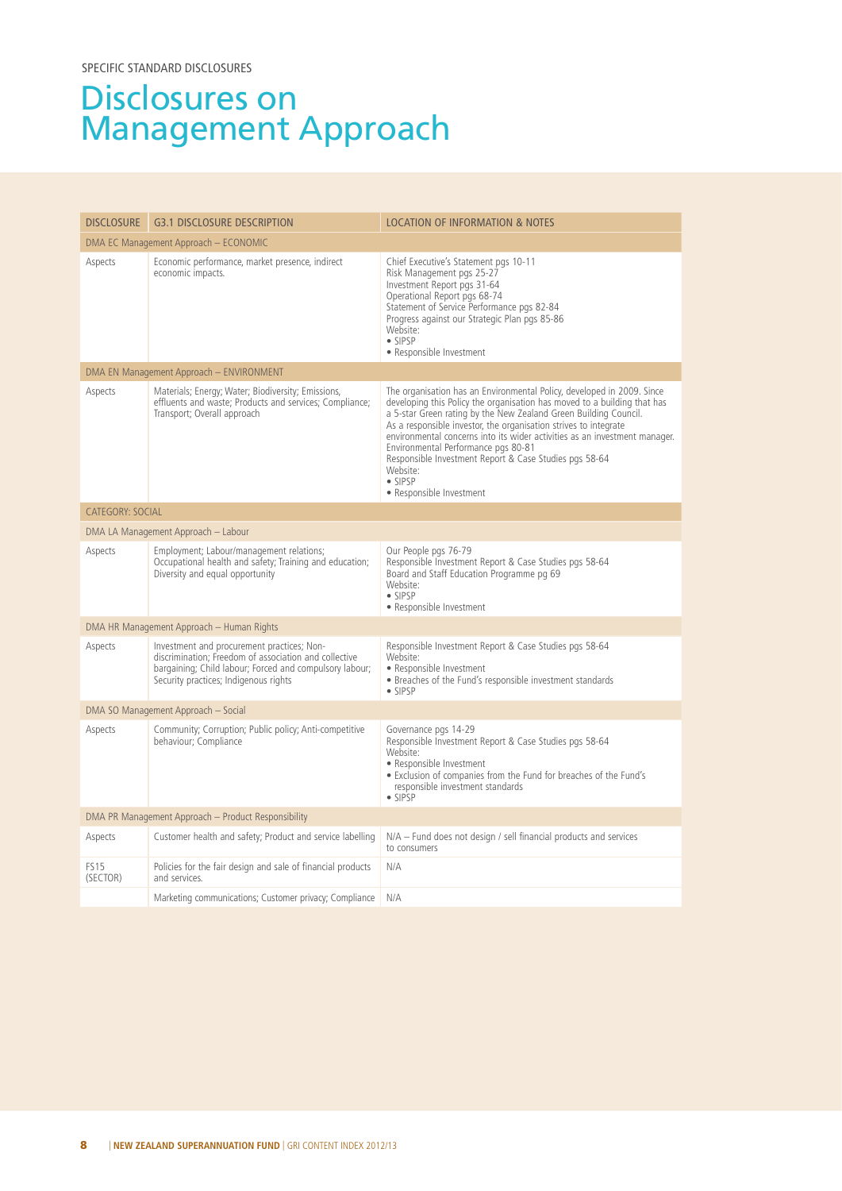SPECIFIC STANDARD DISCLOSURES

# Disclosures on Management Approach

| DISCLOSURE | G3.1 DISCLOSURE DESCRIPTION | LOCATION OF INFORMATION & NOTES |
|---|---|---|
| DMA EC Management Approach – ECONOMIC | | |
| Aspects | Economic performance, market presence, indirect economic impacts. | Chief Executive's Statement pgs 10-11<br>Risk Management pgs 25-27<br>Investment Report pgs 31-64<br>Operational Report pgs 68-74<br>Statement of Service Performance pgs 82-84<br>Progress against our Strategic Plan pgs 85-86<br>Website:<br>• SIPSP<br>• Responsible Investment |
| DMA EN Management Approach – ENVIRONMENT | | |
| Aspects | Materials; Energy; Water; Biodiversity; Emissions, effluents and waste; Products and services; Compliance; Transport; Overall approach | The organisation has an Environmental Policy, developed in 2009. Since developing this Policy the organisation has moved to a building that has a 5-star Green rating by the New Zealand Green Building Council.<br>As a responsible investor, the organisation strives to integrate environmental concerns into its wider activities as an investment manager.<br>Environmental Performance pgs 80-81<br>Responsible Investment Report & Case Studies pgs 58-64<br>Website:<br>• SIPSP<br>• Responsible Investment |
| CATEGORY: SOCIAL | | |
| DMA LA Management Approach – Labour | | |
| Aspects | Employment; Labour/management relations; Occupational health and safety; Training and education; Diversity and equal opportunity | Our People pgs 76-79<br>Responsible Investment Report & Case Studies pgs 58-64<br>Board and Staff Education Programme pg 69<br>Website:<br>• SIPSP<br>• Responsible Investment |
| DMA HR Management Approach – Human Rights | | |
| Aspects | Investment and procurement practices; Non-discrimination; Freedom of association and collective bargaining; Child labour; Forced and compulsory labour; Security practices; Indigenous rights | Responsible Investment Report & Case Studies pgs 58-64<br>Website:<br>• Responsible Investment<br>• Breaches of the Fund's responsible investment standards<br>• SIPSP |
| DMA SO Management Approach – Social | | |
| Aspects | Community; Corruption; Public policy; Anti-competitive behaviour; Compliance | Governance pgs 14-29<br>Responsible Investment Report & Case Studies pgs 58-64<br>Website:<br>• Responsible Investment<br>• Exclusion of companies from the Fund for breaches of the Fund's responsible investment standards<br>• SIPSP |
| DMA PR Management Approach – Product Responsibility | | |
| Aspects | Customer health and safety; Product and service labelling | N/A – Fund does not design / sell financial products and services to consumers |
| FS15 (SECTOR) | Policies for the fair design and sale of financial products and services. | N/A |
| | Marketing communications; Customer privacy; Compliance | N/A |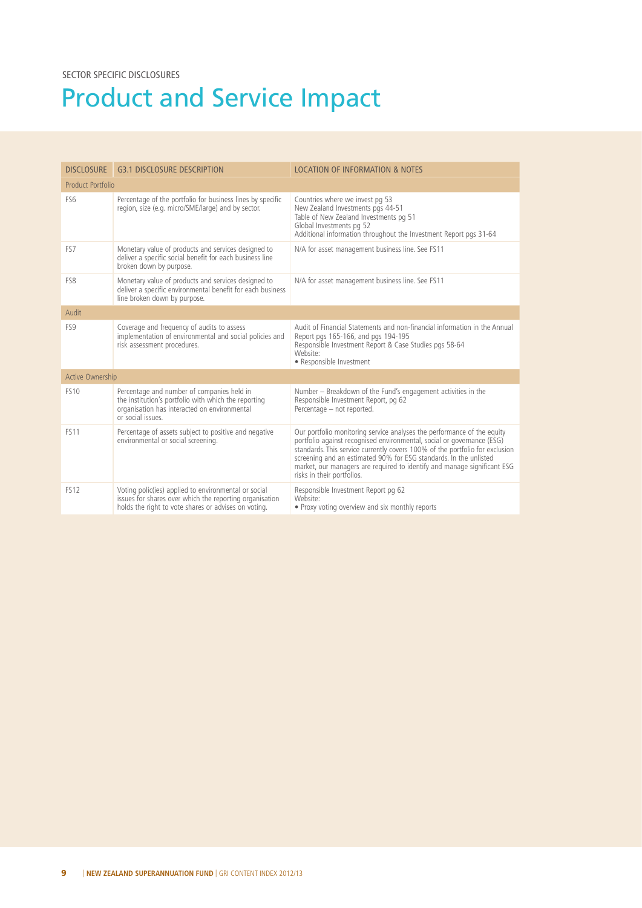SECTOR SPECIFIC DISCLOSURES

# Product and Service Impact

| DISCLOSURE | G3.1 DISCLOSURE DESCRIPTION | LOCATION OF INFORMATION & NOTES |
|---|---|---|
| Product Portfolio | | |
| FS6 | Percentage of the portfolio for business lines by specific region, size (e.g. micro/SME/large) and by sector. | Countries where we invest pg 53<br>New Zealand Investments pgs 44-51<br>Table of New Zealand Investments pg 51<br>Global Investments pg 52<br>Additional information throughout the Investment Report pgs 31-64 |
| FS7 | Monetary value of products and services designed to deliver a specific social benefit for each business line broken down by purpose. | N/A for asset management business line. See FS11 |
| FS8 | Monetary value of products and services designed to deliver a specific environmental benefit for each business line broken down by purpose. | N/A for asset management business line. See FS11 |
| Audit | | |
| FS9 | Coverage and frequency of audits to assess implementation of environmental and social policies and risk assessment procedures. | Audit of Financial Statements and non-financial information in the Annual Report pgs 165-166, and pgs 194-195<br>Responsible Investment Report & Case Studies pgs 58-64<br>Website:<br>• Responsible Investment |
| Active Ownership | | |
| FS10 | Percentage and number of companies held in the institution's portfolio with which the reporting organisation has interacted on environmental or social issues. | Number – Breakdown of the Fund's engagement activities in the Responsible Investment Report, pg 62<br>Percentage – not reported. |
| FS11 | Percentage of assets subject to positive and negative environmental or social screening. | Our portfolio monitoring service analyses the performance of the equity portfolio against recognised environmental, social or governance (ESG) standards. This service currently covers 100% of the portfolio for exclusion screening and an estimated 90% for ESG standards. In the unlisted market, our managers are required to identify and manage significant ESG risks in their portfolios. |
| FS12 | Voting polic(ies) applied to environmental or social issues for shares over which the reporting organisation holds the right to vote shares or advises on voting. | Responsible Investment Report pg 62<br>Website:<br>• Proxy voting overview and six monthly reports |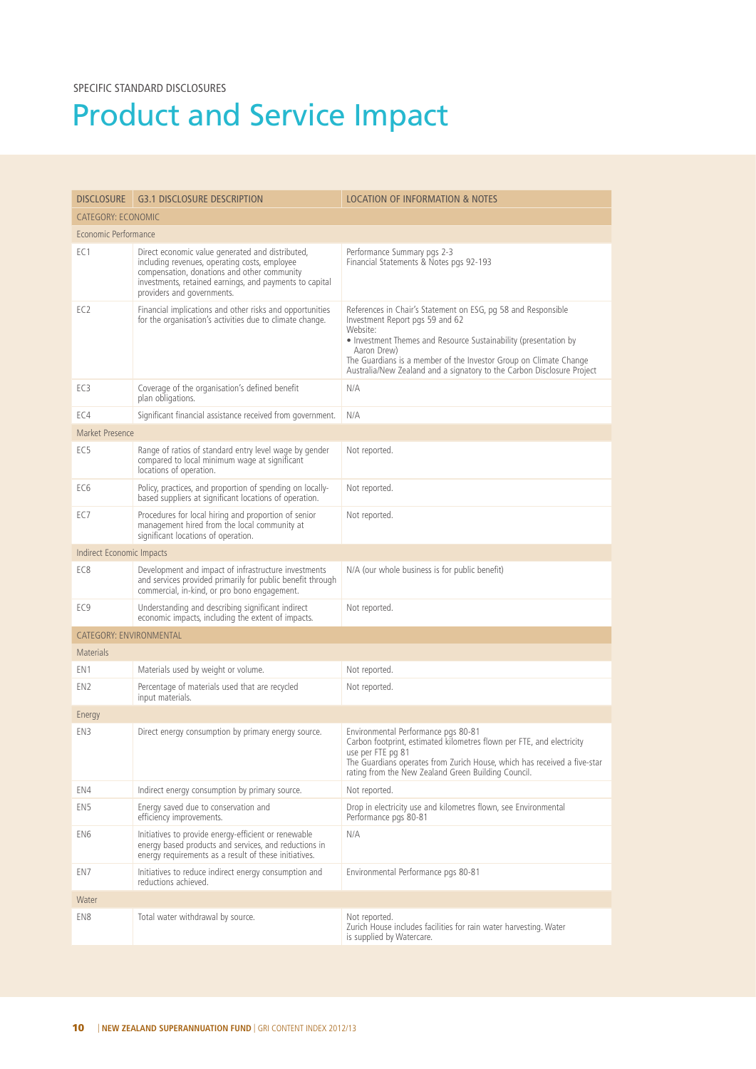SPECIFIC STANDARD DISCLOSURES

# Product and Service Impact

| DISCLOSURE | G3.1 DISCLOSURE DESCRIPTION | LOCATION OF INFORMATION & NOTES |
|---|---|---|
| CATEGORY: ECONOMIC | | |
| Economic Performance | | |
| EC1 | Direct economic value generated and distributed, including revenues, operating costs, employee compensation, donations and other community investments, retained earnings, and payments to capital providers and governments. | Performance Summary pgs 2-3<br>Financial Statements & Notes pgs 92-193 |
| EC2 | Financial implications and other risks and opportunities for the organisation's activities due to climate change. | References in Chair's Statement on ESG, pg 58 and Responsible Investment Report pgs 59 and 62<br>Website:<br>• Investment Themes and Resource Sustainability (presentation by Aaron Drew)<br>The Guardians is a member of the Investor Group on Climate Change Australia/New Zealand and a signatory to the Carbon Disclosure Project |
| EC3 | Coverage of the organisation's defined benefit plan obligations. | N/A |
| EC4 | Significant financial assistance received from government. | N/A |
| Market Presence | | |
| EC5 | Range of ratios of standard entry level wage by gender compared to local minimum wage at significant locations of operation. | Not reported. |
| EC6 | Policy, practices, and proportion of spending on locally-based suppliers at significant locations of operation. | Not reported. |
| EC7 | Procedures for local hiring and proportion of senior management hired from the local community at significant locations of operation. | Not reported. |
| Indirect Economic Impacts | | |
| EC8 | Development and impact of infrastructure investments and services provided primarily for public benefit through commercial, in-kind, or pro bono engagement. | N/A (our whole business is for public benefit) |
| EC9 | Understanding and describing significant indirect economic impacts, including the extent of impacts. | Not reported. |
| CATEGORY: ENVIRONMENTAL | | |
| Materials | | |
| EN1 | Materials used by weight or volume. | Not reported. |
| EN2 | Percentage of materials used that are recycled input materials. | Not reported. |
| Energy | | |
| EN3 | Direct energy consumption by primary energy source. | Environmental Performance pgs 80-81<br>Carbon footprint, estimated kilometres flown per FTE, and electricity use per FTE pg 81<br>The Guardians operates from Zurich House, which has received a five-star rating from the New Zealand Green Building Council. |
| EN4 | Indirect energy consumption by primary source. | Not reported. |
| EN5 | Energy saved due to conservation and efficiency improvements. | Drop in electricity use and kilometres flown, see Environmental Performance pgs 80-81 |
| EN6 | Initiatives to provide energy-efficient or renewable energy based products and services, and reductions in energy requirements as a result of these initiatives. | N/A |
| EN7 | Initiatives to reduce indirect energy consumption and reductions achieved. | Environmental Performance pgs 80-81 |
| Water | | |
| EN8 | Total water withdrawal by source. | Not reported.<br>Zurich House includes facilities for rain water harvesting. Water is supplied by Watercare. |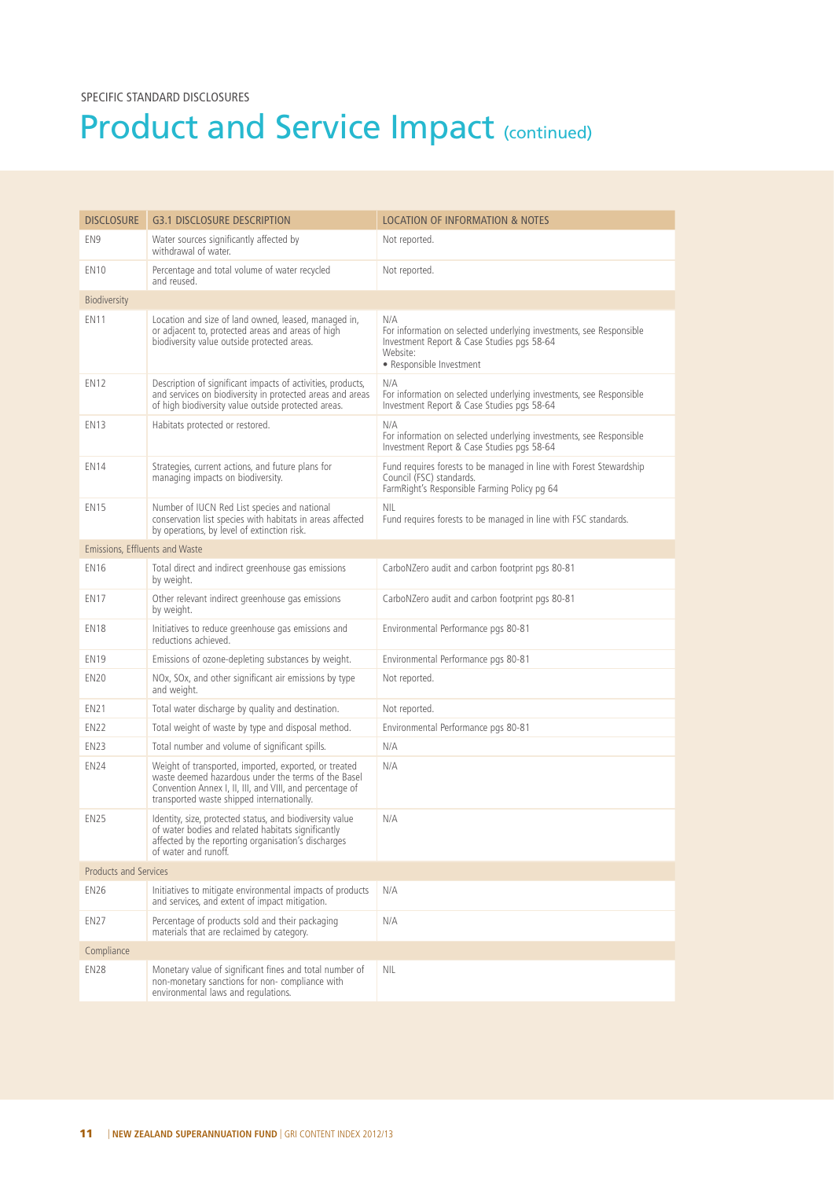SPECIFIC STANDARD DISCLOSURES

# Product and Service Impact (continued)

| DISCLOSURE | G3.1 DISCLOSURE DESCRIPTION | LOCATION OF INFORMATION & NOTES |
|---|---|---|
| EN9 | Water sources significantly affected by withdrawal of water. | Not reported. |
| EN10 | Percentage and total volume of water recycled and reused. | Not reported. |
| Biodiversity | | |
| EN11 | Location and size of land owned, leased, managed in, or adjacent to, protected areas and areas of high biodiversity value outside protected areas. | N/A<br>For information on selected underlying investments, see Responsible Investment Report & Case Studies pgs 58-64<br>Website:<br>• Responsible Investment |
| EN12 | Description of significant impacts of activities, products, and services on biodiversity in protected areas and areas of high biodiversity value outside protected areas. | N/A<br>For information on selected underlying investments, see Responsible Investment Report & Case Studies pgs 58-64 |
| EN13 | Habitats protected or restored. | N/A<br>For information on selected underlying investments, see Responsible Investment Report & Case Studies pgs 58-64 |
| EN14 | Strategies, current actions, and future plans for managing impacts on biodiversity. | Fund requires forests to be managed in line with Forest Stewardship Council (FSC) standards.<br>FarmRight's Responsible Farming Policy pg 64 |
| EN15 | Number of IUCN Red List species and national conservation list species with habitats in areas affected by operations, by level of extinction risk. | NIL<br>Fund requires forests to be managed in line with FSC standards. |
| Emissions, Effluents and Waste | | |
| EN16 | Total direct and indirect greenhouse gas emissions by weight. | CarboNZero audit and carbon footprint pgs 80-81 |
| EN17 | Other relevant indirect greenhouse gas emissions by weight. | CarboNZero audit and carbon footprint pgs 80-81 |
| EN18 | Initiatives to reduce greenhouse gas emissions and reductions achieved. | Environmental Performance pgs 80-81 |
| EN19 | Emissions of ozone-depleting substances by weight. | Environmental Performance pgs 80-81 |
| EN20 | NOx, SOx, and other significant air emissions by type and weight. | Not reported. |
| EN21 | Total water discharge by quality and destination. | Not reported. |
| EN22 | Total weight of waste by type and disposal method. | Environmental Performance pgs 80-81 |
| EN23 | Total number and volume of significant spills. | N/A |
| EN24 | Weight of transported, imported, exported, or treated waste deemed hazardous under the terms of the Basel Convention Annex I, II, III, and VIII, and percentage of transported waste shipped internationally. | N/A |
| EN25 | Identity, size, protected status, and biodiversity value of water bodies and related habitats significantly affected by the reporting organisation's discharges of water and runoff. | N/A |
| Products and Services | | |
| EN26 | Initiatives to mitigate environmental impacts of products and services, and extent of impact mitigation. | N/A |
| EN27 | Percentage of products sold and their packaging materials that are reclaimed by category. | N/A |
| Compliance | | |
| EN28 | Monetary value of significant fines and total number of non-monetary sanctions for non- compliance with environmental laws and regulations. | NIL |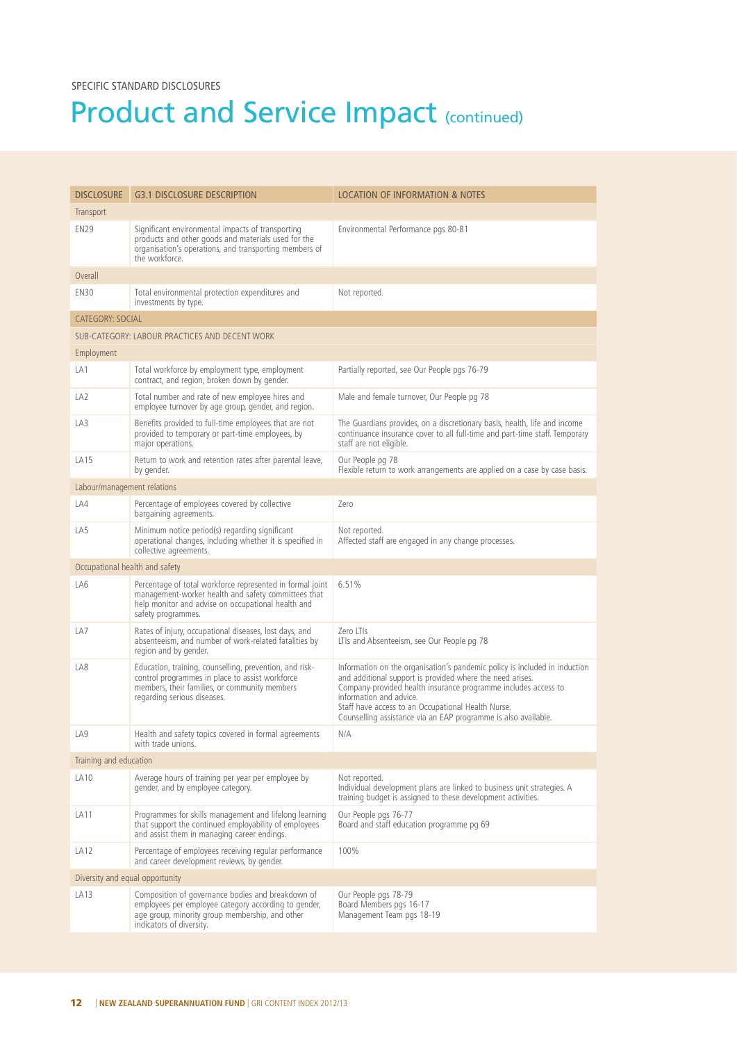SPECIFIC STANDARD DISCLOSURES

# Product and Service Impact (continued)

| DISCLOSURE | G3.1 DISCLOSURE DESCRIPTION | LOCATION OF INFORMATION & NOTES |
|---|---|---|
| Transport | | |
| EN29 | Significant environmental impacts of transporting products and other goods and materials used for the organisation's operations, and transporting members of the workforce. | Environmental Performance pgs 80-81 |
| Overall | | |
| EN30 | Total environmental protection expenditures and investments by type. | Not reported. |
| CATEGORY: SOCIAL | | |
| SUB-CATEGORY: LABOUR PRACTICES AND DECENT WORK | | |
| Employment | | |
| LA1 | Total workforce by employment type, employment contract, and region, broken down by gender. | Partially reported, see Our People pgs 76-79 |
| LA2 | Total number and rate of new employee hires and employee turnover by age group, gender, and region. | Male and female turnover, Our People pg 78 |
| LA3 | Benefits provided to full-time employees that are not provided to temporary or part-time employees, by major operations. | The Guardians provides, on a discretionary basis, health, life and income continuance insurance cover to all full-time and part-time staff. Temporary staff are not eligible. |
| LA15 | Return to work and retention rates after parental leave, by gender. | Our People pg 78<br>Flexible return to work arrangements are applied on a case by case basis. |
| Labour/management relations | | |
| LA4 | Percentage of employees covered by collective bargaining agreements. | Zero |
| LA5 | Minimum notice period(s) regarding significant operational changes, including whether it is specified in collective agreements. | Not reported.<br>Affected staff are engaged in any change processes. |
| Occupational health and safety | | |
| LA6 | Percentage of total workforce represented in formal joint management-worker health and safety committees that help monitor and advise on occupational health and safety programmes. | 6.51% |
| LA7 | Rates of injury, occupational diseases, lost days, and absenteeism, and number of work-related fatalities by region and by gender. | Zero LTIs<br>LTIs and Absenteeism, see Our People pg 78 |
| LA8 | Education, training, counselling, prevention, and risk-control programmes in place to assist workforce members, their families, or community members regarding serious diseases. | Information on the organisation's pandemic policy is included in induction and additional support is provided where the need arises.<br>Company-provided health insurance programme includes access to information and advice.<br>Staff have access to an Occupational Health Nurse.<br>Counselling assistance via an EAP programme is also available. |
| LA9 | Health and safety topics covered in formal agreements with trade unions. | N/A |
| Training and education | | |
| LA10 | Average hours of training per year per employee by gender, and by employee category. | Not reported.<br>Individual development plans are linked to business unit strategies. A training budget is assigned to these development activities. |
| LA11 | Programmes for skills management and lifelong learning that support the continued employability of employees and assist them in managing career endings. | Our People pgs 76-77<br>Board and staff education programme pg 69 |
| LA12 | Percentage of employees receiving regular performance and career development reviews, by gender. | 100% |
| Diversity and equal opportunity | | |
| LA13 | Composition of governance bodies and breakdown of employees per employee category according to gender, age group, minority group membership, and other indicators of diversity. | Our People pgs 78-79<br>Board Members pgs 16-17<br>Management Team pgs 18-19 |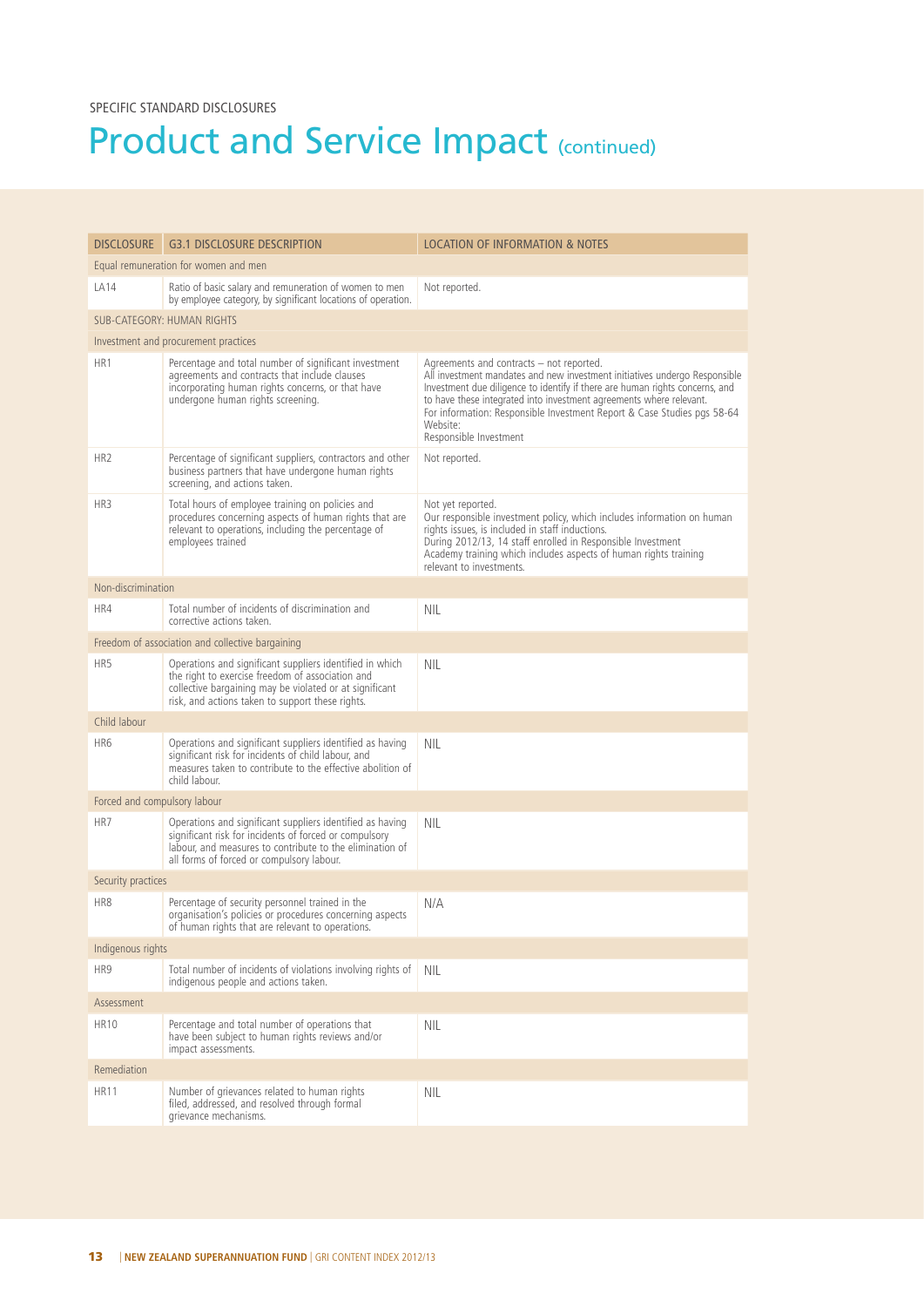SPECIFIC STANDARD DISCLOSURES

# Product and Service Impact (continued)

| DISCLOSURE | G3.1 DISCLOSURE DESCRIPTION | LOCATION OF INFORMATION & NOTES |
|---|---|---|
| Equal remuneration for women and men | | |
| LA14 | Ratio of basic salary and remuneration of women to men by employee category, by significant locations of operation. | Not reported. |
| SUB-CATEGORY: HUMAN RIGHTS | | |
| Investment and procurement practices | | |
| HR1 | Percentage and total number of significant investment agreements and contracts that include clauses incorporating human rights concerns, or that have undergone human rights screening. | Agreements and contracts – not reported.<br>All investment mandates and new investment initiatives undergo Responsible Investment due diligence to identify if there are human rights concerns, and to have these integrated into investment agreements where relevant.<br>For information: Responsible Investment Report & Case Studies pgs 58-64<br>Website:<br>Responsible Investment |
| HR2 | Percentage of significant suppliers, contractors and other business partners that have undergone human rights screening, and actions taken. | Not reported. |
| HR3 | Total hours of employee training on policies and procedures concerning aspects of human rights that are relevant to operations, including the percentage of employees trained | Not yet reported.<br>Our responsible investment policy, which includes information on human rights issues, is included in staff inductions.<br>During 2012/13, 14 staff enrolled in Responsible Investment Academy training which includes aspects of human rights training relevant to investments. |
| Non-discrimination | | |
| HR4 | Total number of incidents of discrimination and corrective actions taken. | NIL |
| Freedom of association and collective bargaining | | |
| HR5 | Operations and significant suppliers identified in which the right to exercise freedom of association and collective bargaining may be violated or at significant risk, and actions taken to support these rights. | NIL |
| Child labour | | |
| HR6 | Operations and significant suppliers identified as having significant risk for incidents of child labour, and measures taken to contribute to the effective abolition of child labour. | NIL |
| Forced and compulsory labour | | |
| HR7 | Operations and significant suppliers identified as having significant risk for incidents of forced or compulsory labour, and measures to contribute to the elimination of all forms of forced or compulsory labour. | NIL |
| Security practices | | |
| HR8 | Percentage of security personnel trained in the organisation's policies or procedures concerning aspects of human rights that are relevant to operations. | N/A |
| Indigenous rights | | |
| HR9 | Total number of incidents of violations involving rights of indigenous people and actions taken. | NIL |
| Assessment | | |
| HR10 | Percentage and total number of operations that have been subject to human rights reviews and/or impact assessments. | NIL |
| Remediation | | |
| HR11 | Number of grievances related to human rights filed, addressed, and resolved through formal grievance mechanisms. | NIL |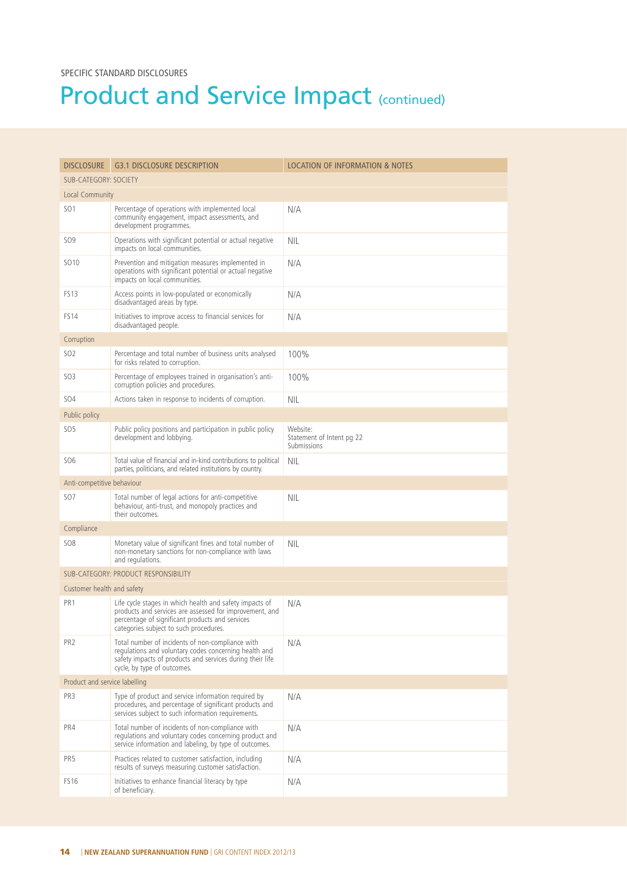SPECIFIC STANDARD DISCLOSURES

# Product and Service Impact (continued)

| DISCLOSURE | G3.1 DISCLOSURE DESCRIPTION | LOCATION OF INFORMATION & NOTES |
|---|---|---|
| SUB-CATEGORY: SOCIETY | | |
| Local Community | | |
| SO1 | Percentage of operations with implemented local community engagement, impact assessments, and development programmes. | N/A |
| SO9 | Operations with significant potential or actual negative impacts on local communities. | NIL |
| SO10 | Prevention and mitigation measures implemented in operations with significant potential or actual negative impacts on local communities. | N/A |
| FS13 | Access points in low-populated or economically disadvantaged areas by type. | N/A |
| FS14 | Initiatives to improve access to financial services for disadvantaged people. | N/A |
| Corruption | | |
| SO2 | Percentage and total number of business units analysed for risks related to corruption. | 100% |
| SO3 | Percentage of employees trained in organisation's anti-corruption policies and procedures. | 100% |
| SO4 | Actions taken in response to incidents of corruption. | NIL |
| Public policy | | |
| SO5 | Public policy positions and participation in public policy development and lobbying. | Website:<br>Statement of Intent pg 22<br>Submissions |
| SO6 | Total value of financial and in-kind contributions to political parties, politicians, and related institutions by country. | NIL |
| Anti-competitive behaviour | | |
| SO7 | Total number of legal actions for anti-competitive behaviour, anti-trust, and monopoly practices and their outcomes. | NIL |
| Compliance | | |
| SO8 | Monetary value of significant fines and total number of non-monetary sanctions for non-compliance with laws and regulations. | NIL |
| SUB-CATEGORY: PRODUCT RESPONSIBILITY | | |
| Customer health and safety | | |
| PR1 | Life cycle stages in which health and safety impacts of products and services are assessed for improvement, and percentage of significant products and services categories subject to such procedures. | N/A |
| PR2 | Total number of incidents of non-compliance with regulations and voluntary codes concerning health and safety impacts of products and services during their life cycle, by type of outcomes. | N/A |
| Product and service labelling | | |
| PR3 | Type of product and service information required by procedures, and percentage of significant products and services subject to such information requirements. | N/A |
| PR4 | Total number of incidents of non-compliance with regulations and voluntary codes concerning product and service information and labeling, by type of outcomes. | N/A |
| PR5 | Practices related to customer satisfaction, including results of surveys measuring customer satisfaction. | N/A |
| FS16 | Initiatives to enhance financial literacy by type of beneficiary. | N/A |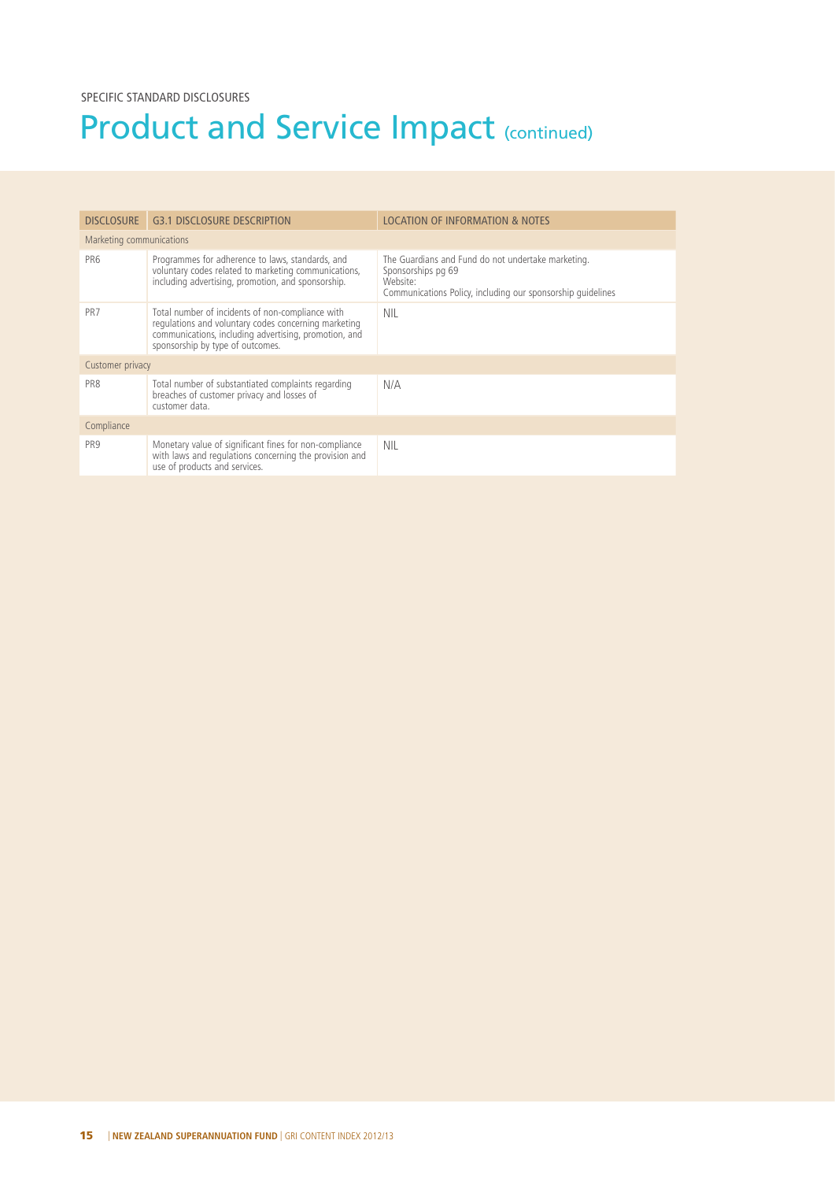SPECIFIC STANDARD DISCLOSURES

# Product and Service Impact (continued)

| DISCLOSURE | G3.1 DISCLOSURE DESCRIPTION | LOCATION OF INFORMATION & NOTES |
|---|---|---|
| Marketing communications | | |
| PR6 | Programmes for adherence to laws, standards, and voluntary codes related to marketing communications, including advertising, promotion, and sponsorship. | The Guardians and Fund do not undertake marketing.<br>Sponsorships pg 69<br>Website:<br>Communications Policy, including our sponsorship guidelines |
| PR7 | Total number of incidents of non-compliance with regulations and voluntary codes concerning marketing communications, including advertising, promotion, and sponsorship by type of outcomes. | NIL |
| Customer privacy | | |
| PR8 | Total number of substantiated complaints regarding breaches of customer privacy and losses of customer data. | N/A |
| Compliance | | |
| PR9 | Monetary value of significant fines for non-compliance with laws and regulations concerning the provision and use of products and services. | NIL |